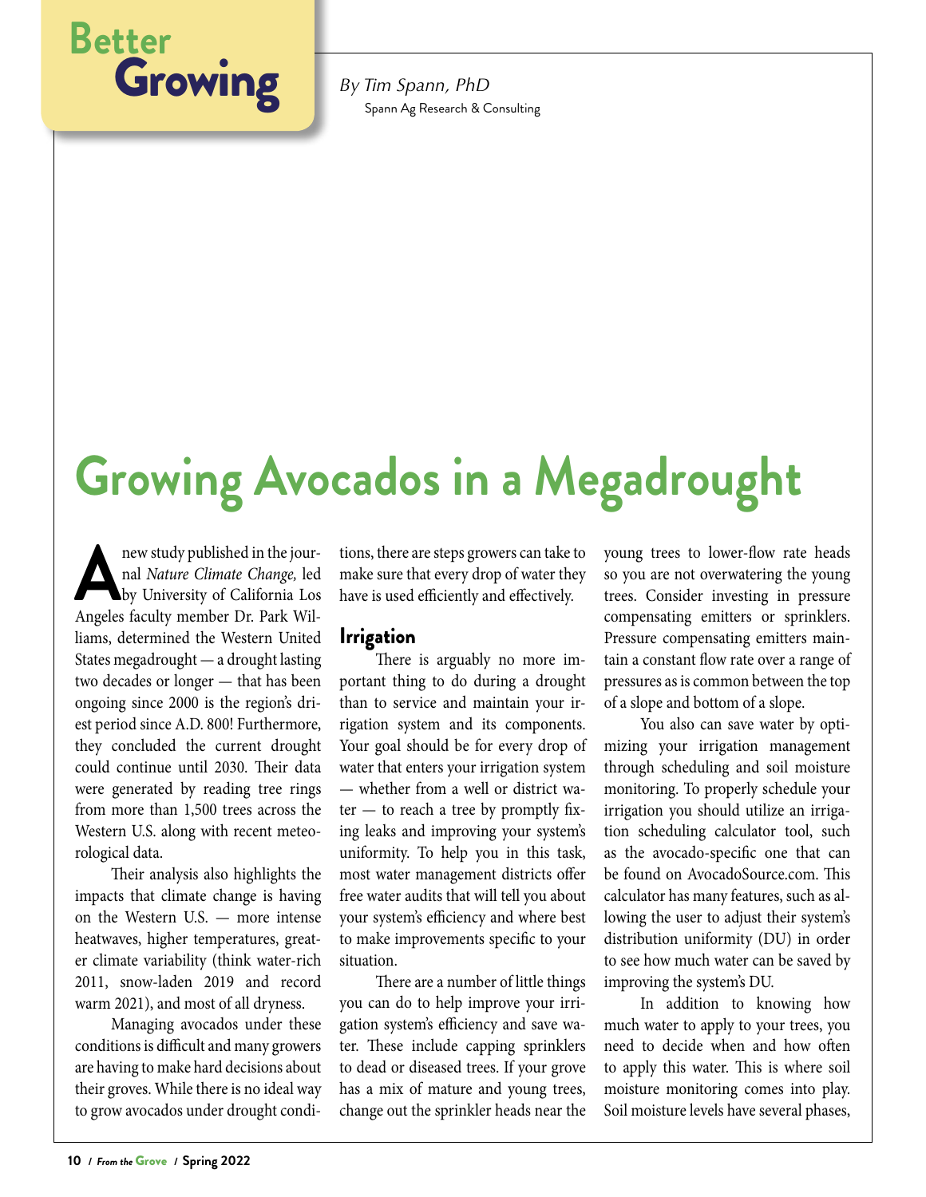Better Growing

*By Tim Spann, PhD*
Spann Ag Research & Consulting

# Growing Avocados in a Megadrought

A new study published in the journal *Nature Climate Change,* led by University of California Los Angeles faculty member Dr. Park Williams, determined the Western United States megadrought — a drought lasting two decades or longer — that has been ongoing since 2000 is the region's driest period since A.D. 800! Furthermore, they concluded the current drought could continue until 2030. Their data were generated by reading tree rings from more than 1,500 trees across the Western U.S. along with recent meteorological data.

Their analysis also highlights the impacts that climate change is having on the Western U.S. — more intense heatwaves, higher temperatures, greater climate variability (think water-rich 2011, snow-laden 2019 and record warm 2021), and most of all dryness.

Managing avocados under these conditions is difficult and many growers are having to make hard decisions about their groves. While there is no ideal way to grow avocados under drought conditions, there are steps growers can take to make sure that every drop of water they have is used efficiently and effectively.

## Irrigation

There is arguably no more important thing to do during a drought than to service and maintain your irrigation system and its components. Your goal should be for every drop of water that enters your irrigation system — whether from a well or district water — to reach a tree by promptly fixing leaks and improving your system's uniformity. To help you in this task, most water management districts offer free water audits that will tell you about your system's efficiency and where best to make improvements specific to your situation.

There are a number of little things you can do to help improve your irrigation system's efficiency and save water. These include capping sprinklers to dead or diseased trees. If your grove has a mix of mature and young trees, change out the sprinkler heads near the young trees to lower-flow rate heads so you are not overwatering the young trees. Consider investing in pressure compensating emitters or sprinklers. Pressure compensating emitters maintain a constant flow rate over a range of pressures as is common between the top of a slope and bottom of a slope.

You also can save water by optimizing your irrigation management through scheduling and soil moisture monitoring. To properly schedule your irrigation you should utilize an irrigation scheduling calculator tool, such as the avocado-specific one that can be found on AvocadoSource.com. This calculator has many features, such as allowing the user to adjust their system's distribution uniformity (DU) in order to see how much water can be saved by improving the system's DU.

In addition to knowing how much water to apply to your trees, you need to decide when and how often to apply this water. This is where soil moisture monitoring comes into play. Soil moisture levels have several phases,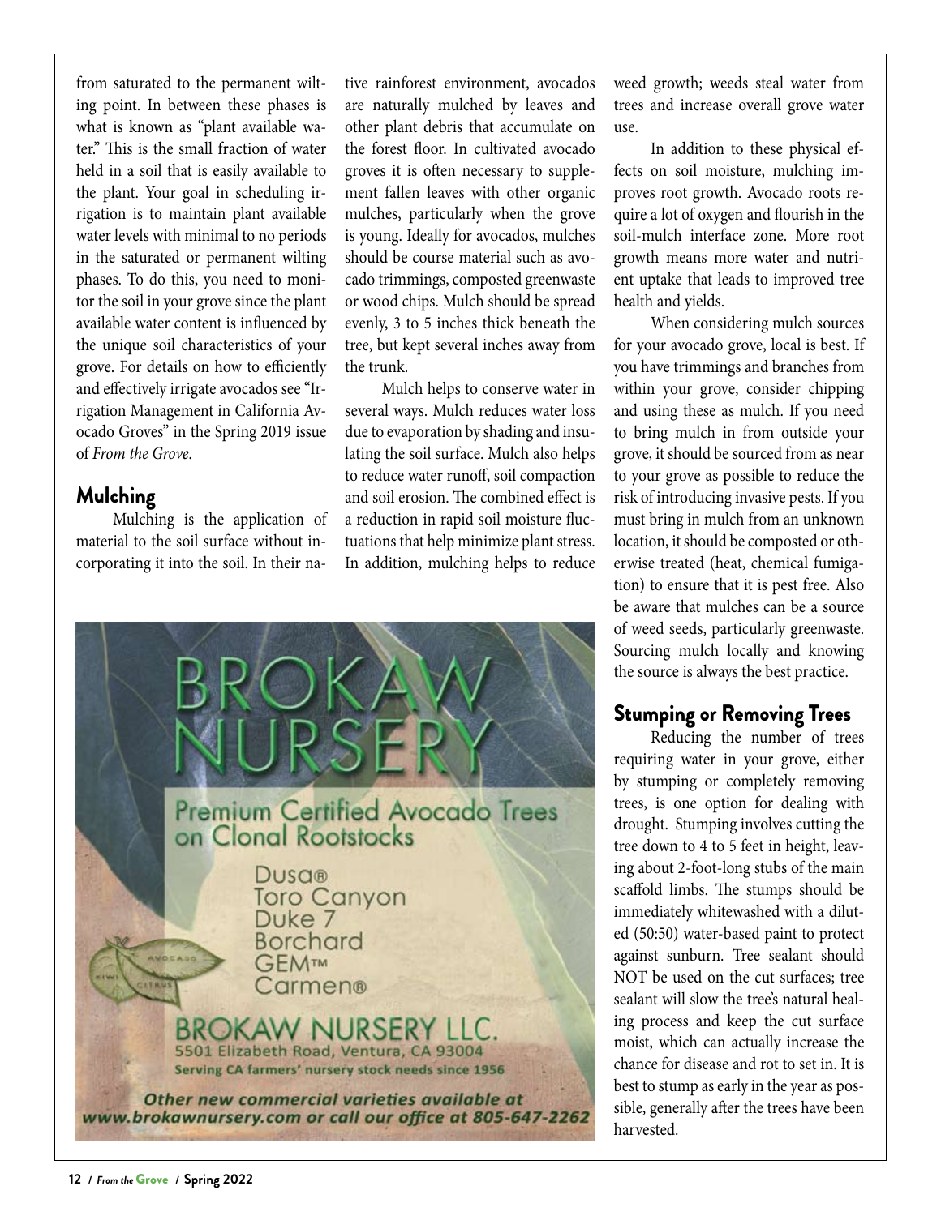from saturated to the permanent wilting point. In between these phases is what is known as "plant available water." This is the small fraction of water held in a soil that is easily available to the plant. Your goal in scheduling irrigation is to maintain plant available water levels with minimal to no periods in the saturated or permanent wilting phases. To do this, you need to monitor the soil in your grove since the plant available water content is influenced by the unique soil characteristics of your grove. For details on how to efficiently and effectively irrigate avocados see "Irrigation Management in California Avocado Groves" in the Spring 2019 issue of *From the Grove*.

## Mulching

Mulching is the application of material to the soil surface without incorporating it into the soil. In their native rainforest environment, avocados are naturally mulched by leaves and other plant debris that accumulate on the forest floor. In cultivated avocado groves it is often necessary to supplement fallen leaves with other organic mulches, particularly when the grove is young. Ideally for avocados, mulches should be course material such as avocado trimmings, composted greenwaste or wood chips. Mulch should be spread evenly, 3 to 5 inches thick beneath the tree, but kept several inches away from the trunk.

Mulch helps to conserve water in several ways. Mulch reduces water loss due to evaporation by shading and insulating the soil surface. Mulch also helps to reduce water runoff, soil compaction and soil erosion. The combined effect is a reduction in rapid soil moisture fluctuations that help minimize plant stress. In addition, mulching helps to reduce weed growth; weeds steal water from trees and increase overall grove water use.

In addition to these physical effects on soil moisture, mulching improves root growth. Avocado roots require a lot of oxygen and flourish in the soil-mulch interface zone. More root growth means more water and nutrient uptake that leads to improved tree health and yields.

When considering mulch sources for your avocado grove, local is best. If you have trimmings and branches from within your grove, consider chipping and using these as mulch. If you need to bring mulch in from outside your grove, it should be sourced from as near to your grove as possible to reduce the risk of introducing invasive pests. If you must bring in mulch from an unknown location, it should be composted or otherwise treated (heat, chemical fumigation) to ensure that it is pest free. Also be aware that mulches can be a source of weed seeds, particularly greenwaste. Sourcing mulch locally and knowing the source is always the best practice.

## Stumping or Removing Trees

Reducing the number of trees requiring water in your grove, either by stumping or completely removing trees, is one option for dealing with drought. Stumping involves cutting the tree down to 4 to 5 feet in height, leaving about 2-foot-long stubs of the main scaffold limbs. The stumps should be immediately whitewashed with a diluted (50:50) water-based paint to protect against sunburn. Tree sealant should NOT be used on the cut surfaces; tree sealant will slow the tree's natural healing process and keep the cut surface moist, which can actually increase the chance for disease and rot to set in. It is best to stump as early in the year as possible, generally after the trees have been harvested.

BROKAW NURSERY

Premium Certified Avocado Trees on Clonal Rootstocks

Dusa®
Toro Canyon
Duke 7
Borchard
GEM™
Carmen®

BROKAW NURSERY LLC.
5501 Elizabeth Road, Ventura, CA 93004
Serving CA farmers' nursery stock needs since 1956

*Other new commercial varieties available at www.brokawnursery.com or call our office at 805-647-2262*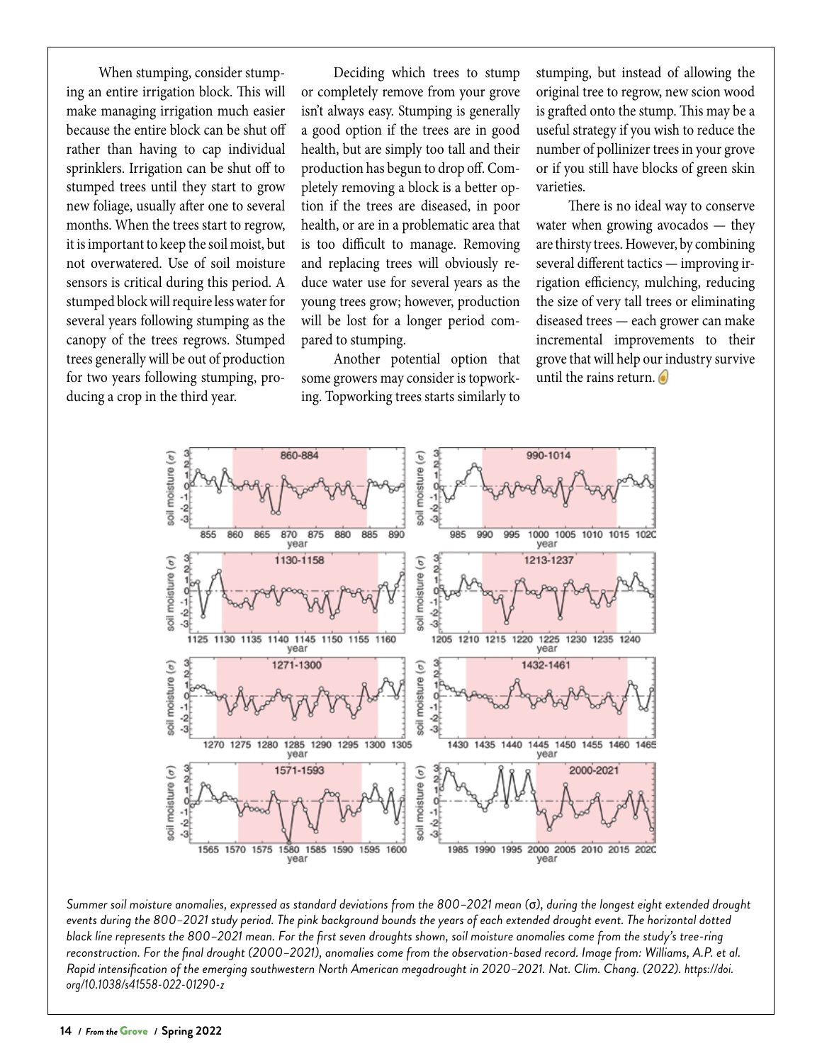When stumping, consider stumping an entire irrigation block. This will make managing irrigation much easier because the entire block can be shut off rather than having to cap individual sprinklers. Irrigation can be shut off to stumped trees until they start to grow new foliage, usually after one to several months. When the trees start to regrow, it is important to keep the soil moist, but not overwatered. Use of soil moisture sensors is critical during this period. A stumped block will require less water for several years following stumping as the canopy of the trees regrows. Stumped trees generally will be out of production for two years following stumping, producing a crop in the third year.

Deciding which trees to stump or completely remove from your grove isn't always easy. Stumping is generally a good option if the trees are in good health, but are simply too tall and their production has begun to drop off. Completely removing a block is a better option if the trees are diseased, in poor health, or are in a problematic area that is too difficult to manage. Removing and replacing trees will obviously reduce water use for several years as the young trees grow; however, production will be lost for a longer period compared to stumping.

Another potential option that some growers may consider is topworking. Topworking trees starts similarly to stumping, but instead of allowing the original tree to regrow, new scion wood is grafted onto the stump. This may be a useful strategy if you wish to reduce the number of pollinizer trees in your grove or if you still have blocks of green skin varieties.

There is no ideal way to conserve water when growing avocados — they are thirsty trees. However, by combining several different tactics — improving irrigation efficiency, mulching, reducing the size of very tall trees or eliminating diseased trees — each grower can make incremental improvements to their grove that will help our industry survive until the rains return.

860-884
990-1014
1130-1158
1213-1237
1271-1300
1432-1461
1571-1593
2000-2021

soil moisture (σ)
year

*Summer soil moisture anomalies, expressed as standard deviations from the 800–2021 mean (σ), during the longest eight extended drought events during the 800–2021 study period. The pink background bounds the years of each extended drought event. The horizontal dotted black line represents the 800–2021 mean. For the first seven droughts shown, soil moisture anomalies come from the study's tree-ring reconstruction. For the final drought (2000–2021), anomalies come from the observation-based record. Image from: Williams, A.P. et al. Rapid intensification of the emerging southwestern North American megadrought in 2020–2021. Nat. Clim. Chang. (2022). https://doi.org/10.1038/s41558-022-01290-z*